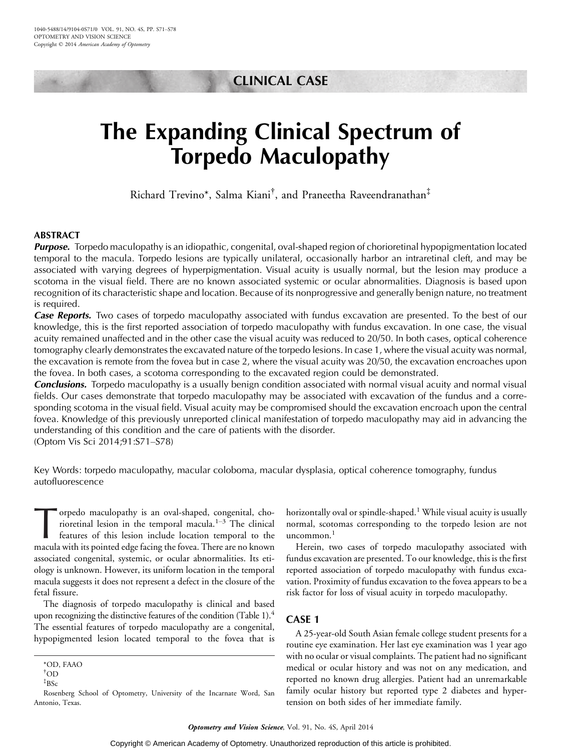CLINICAL CASE

# The Expanding Clinical Spectrum of Torpedo Maculopathy

Richard Trevino*, Salma Kiani†, and Praneetha Raveendranathan‡

## ABSTRACT

***Purpose.*** Torpedo maculopathy is an idiopathic, congenital, oval-shaped region of chorioretinal hypopigmentation located temporal to the macula. Torpedo lesions are typically unilateral, occasionally harbor an intraretinal cleft, and may be associated with varying degrees of hyperpigmentation. Visual acuity is usually normal, but the lesion may produce a scotoma in the visual field. There are no known associated systemic or ocular abnormalities. Diagnosis is based upon recognition of its characteristic shape and location. Because of its nonprogressive and generally benign nature, no treatment is required.

***Case Reports.*** Two cases of torpedo maculopathy associated with fundus excavation are presented. To the best of our knowledge, this is the first reported association of torpedo maculopathy with fundus excavation. In one case, the visual acuity remained unaffected and in the other case the visual acuity was reduced to 20/50. In both cases, optical coherence tomography clearly demonstrates the excavated nature of the torpedo lesions. In case 1, where the visual acuity was normal, the excavation is remote from the fovea but in case 2, where the visual acuity was 20/50, the excavation encroaches upon the fovea. In both cases, a scotoma corresponding to the excavated region could be demonstrated.

***Conclusions.*** Torpedo maculopathy is a usually benign condition associated with normal visual acuity and normal visual fields. Our cases demonstrate that torpedo maculopathy may be associated with excavation of the fundus and a corresponding scotoma in the visual field. Visual acuity may be compromised should the excavation encroach upon the central fovea. Knowledge of this previously unreported clinical manifestation of torpedo maculopathy may aid in advancing the understanding of this condition and the care of patients with the disorder.

(Optom Vis Sci 2014;91:S71–S78)

Key Words: torpedo maculopathy, macular coloboma, macular dysplasia, optical coherence tomography, fundus autofluorescence

Torpedo maculopathy is an oval-shaped, congenital, chorioretinal lesion in the temporal macula.[1–3] The clinical features of this lesion include location temporal to the macula with its pointed edge facing the fovea. There are no known associated congenital, systemic, or ocular abnormalities. Its etiology is unknown. However, its uniform location in the temporal macula suggests it does not represent a defect in the closure of the fetal fissure.

The diagnosis of torpedo maculopathy is clinical and based upon recognizing the distinctive features of the condition (Table 1).[4] The essential features of torpedo maculopathy are a congenital, hypopigmented lesion located temporal to the fovea that is horizontally oval or spindle-shaped.[1] While visual acuity is usually normal, scotomas corresponding to the torpedo lesion are not uncommon.[1]

Herein, two cases of torpedo maculopathy associated with fundus excavation are presented. To our knowledge, this is the first reported association of torpedo maculopathy with fundus excavation. Proximity of fundus excavation to the fovea appears to be a risk factor for loss of visual acuity in torpedo maculopathy.

## CASE 1

A 25-year-old South Asian female college student presents for a routine eye examination. Her last eye examination was 1 year ago with no ocular or visual complaints. The patient had no significant medical or ocular history and was not on any medication, and reported no known drug allergies. Patient had an unremarkable family ocular history but reported type 2 diabetes and hypertension on both sides of her immediate family.

*OD, FAAO
†OD
‡BSc
Rosenberg School of Optometry, University of the Incarnate Word, San Antonio, Texas.

Copyright © American Academy of Optometry. Unauthorized reproduction of this article is prohibited.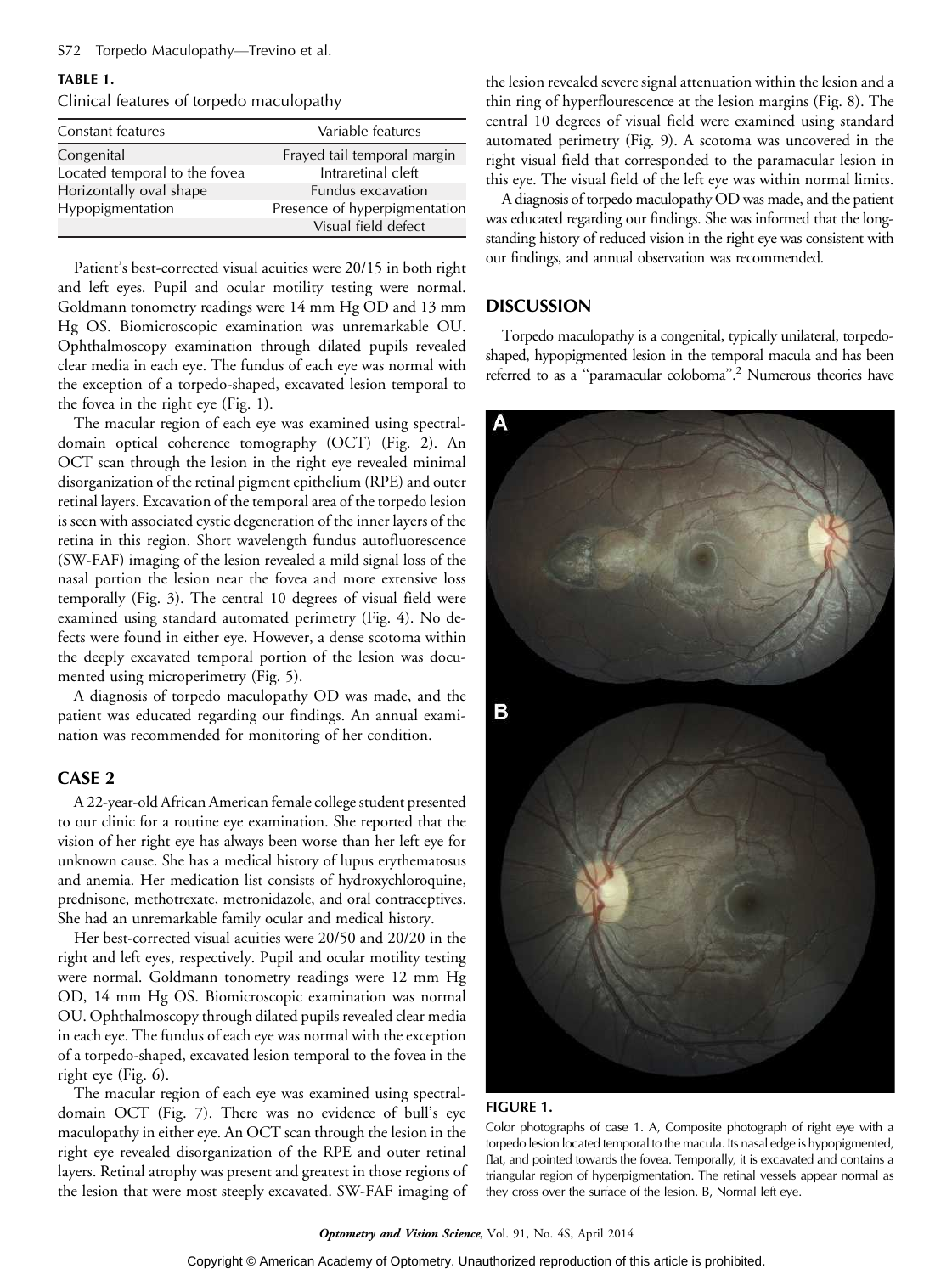**TABLE 1.**
Clinical features of torpedo maculopathy

| Constant features | Variable features |
|---|---|
| Congenital | Frayed tail temporal margin |
| Located temporal to the fovea | Intraretinal cleft |
| Horizontally oval shape | Fundus excavation |
| Hypopigmentation | Presence of hyperpigmentation |
| | Visual field defect |

Patient's best-corrected visual acuities were 20/15 in both right and left eyes. Pupil and ocular motility testing were normal. Goldmann tonometry readings were 14 mm Hg OD and 13 mm Hg OS. Biomicroscopic examination was unremarkable OU. Ophthalmoscopy examination through dilated pupils revealed clear media in each eye. The fundus of each eye was normal with the exception of a torpedo-shaped, excavated lesion temporal to the fovea in the right eye (Fig. 1).

The macular region of each eye was examined using spectral-domain optical coherence tomography (OCT) (Fig. 2). An OCT scan through the lesion in the right eye revealed minimal disorganization of the retinal pigment epithelium (RPE) and outer retinal layers. Excavation of the temporal area of the torpedo lesion is seen with associated cystic degeneration of the inner layers of the retina in this region. Short wavelength fundus autofluorescence (SW-FAF) imaging of the lesion revealed a mild signal loss of the nasal portion the lesion near the fovea and more extensive loss temporally (Fig. 3). The central 10 degrees of visual field were examined using standard automated perimetry (Fig. 4). No defects were found in either eye. However, a dense scotoma within the deeply excavated temporal portion of the lesion was documented using microperimetry (Fig. 5).

A diagnosis of torpedo maculopathy OD was made, and the patient was educated regarding our findings. An annual examination was recommended for monitoring of her condition.

## CASE 2

A 22-year-old African American female college student presented to our clinic for a routine eye examination. She reported that the vision of her right eye has always been worse than her left eye for unknown cause. She has a medical history of lupus erythematosus and anemia. Her medication list consists of hydroxychloroquine, prednisone, methotrexate, metronidazole, and oral contraceptives. She had an unremarkable family ocular and medical history.

Her best-corrected visual acuities were 20/50 and 20/20 in the right and left eyes, respectively. Pupil and ocular motility testing were normal. Goldmann tonometry readings were 12 mm Hg OD, 14 mm Hg OS. Biomicroscopic examination was normal OU. Ophthalmoscopy through dilated pupils revealed clear media in each eye. The fundus of each eye was normal with the exception of a torpedo-shaped, excavated lesion temporal to the fovea in the right eye (Fig. 6).

The macular region of each eye was examined using spectral-domain OCT (Fig. 7). There was no evidence of bull's eye maculopathy in either eye. An OCT scan through the lesion in the right eye revealed disorganization of the RPE and outer retinal layers. Retinal atrophy was present and greatest in those regions of the lesion that were most steeply excavated. SW-FAF imaging of the lesion revealed severe signal attenuation within the lesion and a thin ring of hyperflourescence at the lesion margins (Fig. 8). The central 10 degrees of visual field were examined using standard automated perimetry (Fig. 9). A scotoma was uncovered in the right visual field that corresponded to the paramacular lesion in this eye. The visual field of the left eye was within normal limits.

A diagnosis of torpedo maculopathy OD was made, and the patient was educated regarding our findings. She was informed that the long-standing history of reduced vision in the right eye was consistent with our findings, and annual observation was recommended.

## DISCUSSION

Torpedo maculopathy is a congenital, typically unilateral, torpedo-shaped, hypopigmented lesion in the temporal macula and has been referred to as a "paramacular coloboma".[2] Numerous theories have

**FIGURE 1.**
Color photographs of case 1. A, Composite photograph of right eye with a torpedo lesion located temporal to the macula. Its nasal edge is hypopigmented, flat, and pointed towards the fovea. Temporally, it is excavated and contains a triangular region of hyperpigmentation. The retinal vessels appear normal as they cross over the surface of the lesion. B, Normal left eye.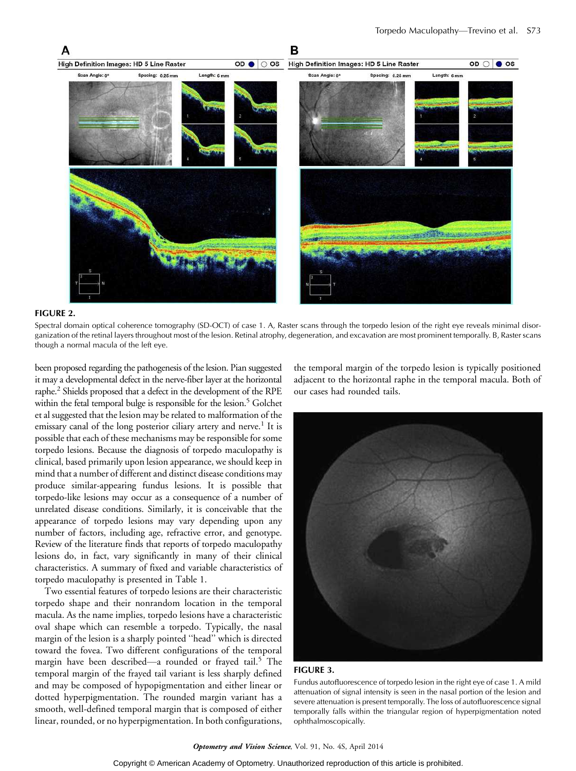**FIGURE 2.**

Spectral domain optical coherence tomography (SD-OCT) of case 1. A, Raster scans through the torpedo lesion of the right eye reveals minimal disorganization of the retinal layers throughout most of the lesion. Retinal atrophy, degeneration, and excavation are most prominent temporally. B, Raster scans though a normal macula of the left eye.

been proposed regarding the pathogenesis of the lesion. Pian suggested it may a developmental defect in the nerve-fiber layer at the horizontal raphe.[2] Shields proposed that a defect in the development of the RPE within the fetal temporal bulge is responsible for the lesion.[5] Golchet et al suggested that the lesion may be related to malformation of the emissary canal of the long posterior ciliary artery and nerve.[1] It is possible that each of these mechanisms may be responsible for some torpedo lesions. Because the diagnosis of torpedo maculopathy is clinical, based primarily upon lesion appearance, we should keep in mind that a number of different and distinct disease conditions may produce similar-appearing fundus lesions. It is possible that torpedo-like lesions may occur as a consequence of a number of unrelated disease conditions. Similarly, it is conceivable that the appearance of torpedo lesions may vary depending upon any number of factors, including age, refractive error, and genotype. Review of the literature finds that reports of torpedo maculopathy lesions do, in fact, vary significantly in many of their clinical characteristics. A summary of fixed and variable characteristics of torpedo maculopathy is presented in Table 1.

Two essential features of torpedo lesions are their characteristic torpedo shape and their nonrandom location in the temporal macula. As the name implies, torpedo lesions have a characteristic oval shape which can resemble a torpedo. Typically, the nasal margin of the lesion is a sharply pointed "head" which is directed toward the fovea. Two different configurations of the temporal margin have been described—a rounded or frayed tail.[5] The temporal margin of the frayed tail variant is less sharply defined and may be composed of hypopigmentation and either linear or dotted hyperpigmentation. The rounded margin variant has a smooth, well-defined temporal margin that is composed of either linear, rounded, or no hyperpigmentation. In both configurations, the temporal margin of the torpedo lesion is typically positioned adjacent to the horizontal raphe in the temporal macula. Both of our cases had rounded tails.

**FIGURE 3.**

Fundus autofluorescence of torpedo lesion in the right eye of case 1. A mild attenuation of signal intensity is seen in the nasal portion of the lesion and severe attenuation is present temporally. The loss of autofluorescence signal temporally falls within the triangular region of hyperpigmentation noted ophthalmoscopically.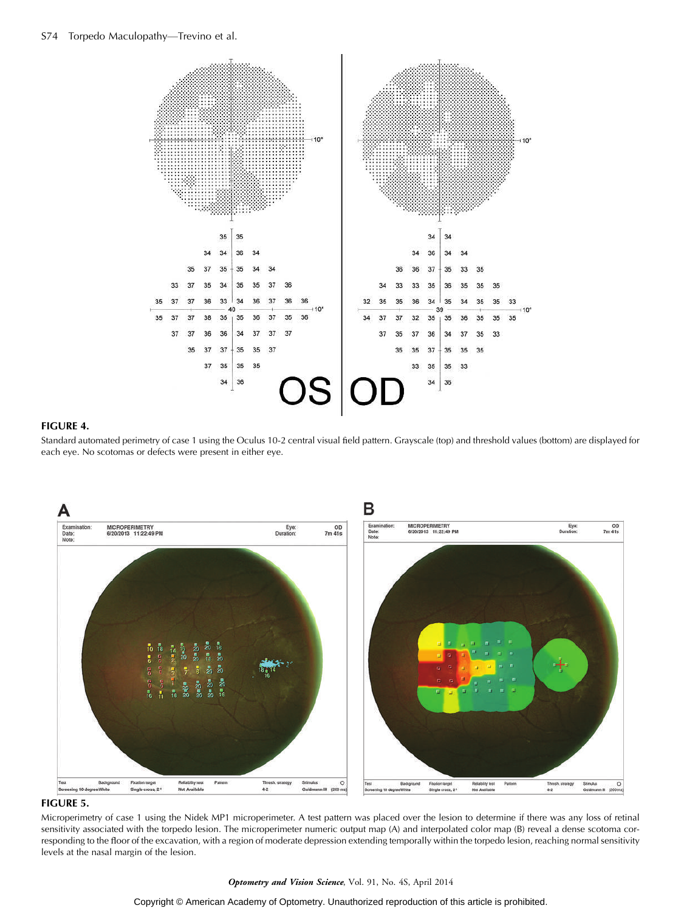**FIGURE 4.**

Standard automated perimetry of case 1 using the Oculus 10-2 central visual field pattern. Grayscale (top) and threshold values (bottom) are displayed for each eye. No scotomas or defects were present in either eye.

**FIGURE 5.**

Microperimetry of case 1 using the Nidek MP1 microperimeter. A test pattern was placed over the lesion to determine if there was any loss of retinal sensitivity associated with the torpedo lesion. The microperimeter numeric output map (A) and interpolated color map (B) reveal a dense scotoma corresponding to the floor of the excavation, with a region of moderate depression extending temporally within the torpedo lesion, reaching normal sensitivity levels at the nasal margin of the lesion.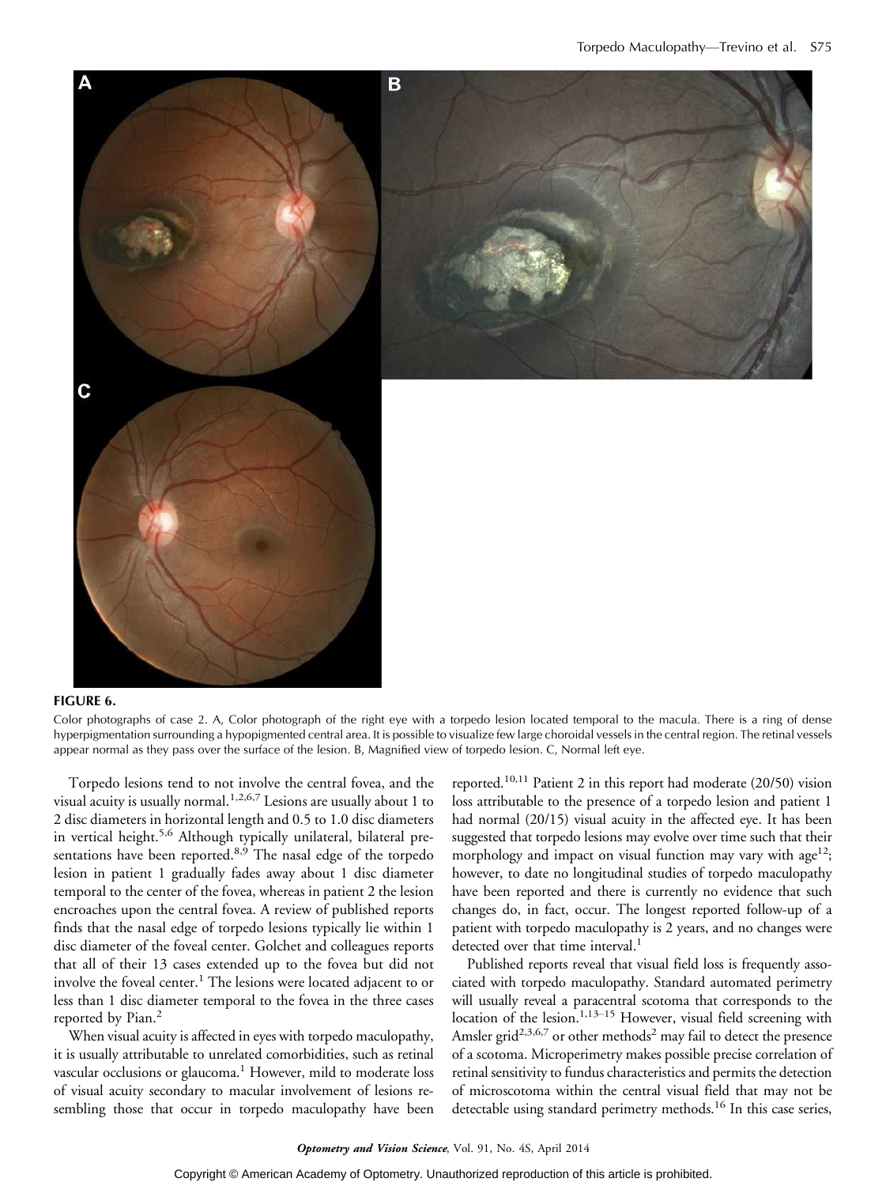**FIGURE 6.**

Color photographs of case 2. A, Color photograph of the right eye with a torpedo lesion located temporal to the macula. There is a ring of dense hyperpigmentation surrounding a hypopigmented central area. It is possible to visualize few large choroidal vessels in the central region. The retinal vessels appear normal as they pass over the surface of the lesion. B, Magnified view of torpedo lesion. C, Normal left eye.

Torpedo lesions tend to not involve the central fovea, and the visual acuity is usually normal.[1,2,6,7] Lesions are usually about 1 to 2 disc diameters in horizontal length and 0.5 to 1.0 disc diameters in vertical height.[5,6] Although typically unilateral, bilateral presentations have been reported.[8,9] The nasal edge of the torpedo lesion in patient 1 gradually fades away about 1 disc diameter temporal to the center of the fovea, whereas in patient 2 the lesion encroaches upon the central fovea. A review of published reports finds that the nasal edge of torpedo lesions typically lie within 1 disc diameter of the foveal center. Golchet and colleagues reports that all of their 13 cases extended up to the fovea but did not involve the foveal center.[1] The lesions were located adjacent to or less than 1 disc diameter temporal to the fovea in the three cases reported by Pian.[2]

When visual acuity is affected in eyes with torpedo maculopathy, it is usually attributable to unrelated comorbidities, such as retinal vascular occlusions or glaucoma.[1] However, mild to moderate loss of visual acuity secondary to macular involvement of lesions resembling those that occur in torpedo maculopathy have been reported.[10,11] Patient 2 in this report had moderate (20/50) vision loss attributable to the presence of a torpedo lesion and patient 1 had normal (20/15) visual acuity in the affected eye. It has been suggested that torpedo lesions may evolve over time such that their morphology and impact on visual function may vary with age[12]; however, to date no longitudinal studies of torpedo maculopathy have been reported and there is currently no evidence that such changes do, in fact, occur. The longest reported follow-up of a patient with torpedo maculopathy is 2 years, and no changes were detected over that time interval.[1]

Published reports reveal that visual field loss is frequently associated with torpedo maculopathy. Standard automated perimetry will usually reveal a paracentral scotoma that corresponds to the location of the lesion.[1,13–15] However, visual field screening with Amsler grid[2,3,6,7] or other methods[2] may fail to detect the presence of a scotoma. Microperimetry makes possible precise correlation of retinal sensitivity to fundus characteristics and permits the detection of microscotoma within the central visual field that may not be detectable using standard perimetry methods.[16] In this case series,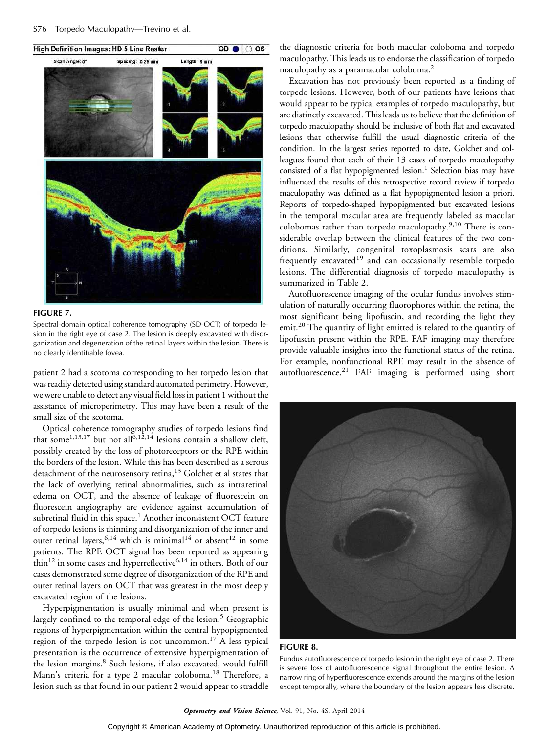**FIGURE 7.**

Spectral-domain optical coherence tomography (SD-OCT) of torpedo lesion in the right eye of case 2. The lesion is deeply excavated with disorganization and degeneration of the retinal layers within the lesion. There is no clearly identifiable fovea.

patient 2 had a scotoma corresponding to her torpedo lesion that was readily detected using standard automated perimetry. However, we were unable to detect any visual field loss in patient 1 without the assistance of microperimetry. This may have been a result of the small size of the scotoma.

Optical coherence tomography studies of torpedo lesions find that some[1,13,17] but not all[6,12,14] lesions contain a shallow cleft, possibly created by the loss of photoreceptors or the RPE within the borders of the lesion. While this has been described as a serous detachment of the neurosensory retina,[13] Golchet et al states that the lack of overlying retinal abnormalities, such as intraretinal edema on OCT, and the absence of leakage of fluorescein on fluorescein angiography are evidence against accumulation of subretinal fluid in this space.[1] Another inconsistent OCT feature of torpedo lesions is thinning and disorganization of the inner and outer retinal layers,[6,14] which is minimal[14] or absent[12] in some patients. The RPE OCT signal has been reported as appearing thin[12] in some cases and hyperreflective[6,14] in others. Both of our cases demonstrated some degree of disorganization of the RPE and outer retinal layers on OCT that was greatest in the most deeply excavated region of the lesions.

Hyperpigmentation is usually minimal and when present is largely confined to the temporal edge of the lesion.[5] Geographic regions of hyperpigmentation within the central hypopigmented region of the torpedo lesion is not uncommon.[17] A less typical presentation is the occurrence of extensive hyperpigmentation of the lesion margins.[8] Such lesions, if also excavated, would fulfill Mann's criteria for a type 2 macular coloboma.[18] Therefore, a lesion such as that found in our patient 2 would appear to straddle the diagnostic criteria for both macular coloboma and torpedo maculopathy. This leads us to endorse the classification of torpedo maculopathy as a paramacular coloboma.[2]

Excavation has not previously been reported as a finding of torpedo lesions. However, both of our patients have lesions that would appear to be typical examples of torpedo maculopathy, but are distinctly excavated. This leads us to believe that the definition of torpedo maculopathy should be inclusive of both flat and excavated lesions that otherwise fulfill the usual diagnostic criteria of the condition. In the largest series reported to date, Golchet and colleagues found that each of their 13 cases of torpedo maculopathy consisted of a flat hypopigmented lesion.[1] Selection bias may have influenced the results of this retrospective record review if torpedo maculopathy was defined as a flat hypopigmented lesion a priori. Reports of torpedo-shaped hypopigmented but excavated lesions in the temporal macular area are frequently labeled as macular colobomas rather than torpedo maculopathy.[9,10] There is considerable overlap between the clinical features of the two conditions. Similarly, congenital toxoplasmosis scars are also frequently excavated[19] and can occasionally resemble torpedo lesions. The differential diagnosis of torpedo maculopathy is summarized in Table 2.

Autofluorescence imaging of the ocular fundus involves stimulation of naturally occurring fluorophores within the retina, the most significant being lipofuscin, and recording the light they emit.[20] The quantity of light emitted is related to the quantity of lipofuscin present within the RPE. FAF imaging may therefore provide valuable insights into the functional status of the retina. For example, nonfunctional RPE may result in the absence of autofluorescence.[21] FAF imaging is performed using short

**FIGURE 8.**

Fundus autofluorescence of torpedo lesion in the right eye of case 2. There is severe loss of autofluorescence signal throughout the entire lesion. A narrow ring of hyperfluorescence extends around the margins of the lesion except temporally, where the boundary of the lesion appears less discrete.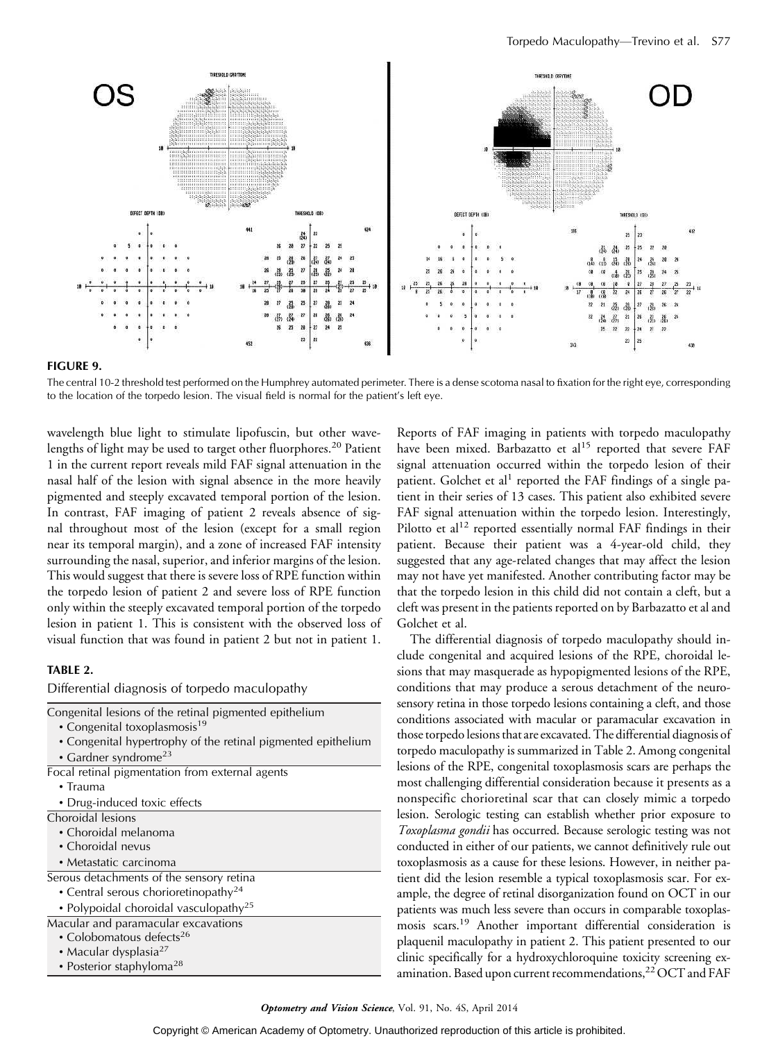**FIGURE 9.**

The central 10-2 threshold test performed on the Humphrey automated perimeter. There is a dense scotoma nasal to fixation for the right eye, corresponding to the location of the torpedo lesion. The visual field is normal for the patient's left eye.

wavelength blue light to stimulate lipofuscin, but other wavelengths of light may be used to target other fluorphores.[20] Patient 1 in the current report reveals mild FAF signal attenuation in the nasal half of the lesion with signal absence in the more heavily pigmented and steeply excavated temporal portion of the lesion. In contrast, FAF imaging of patient 2 reveals absence of signal throughout most of the lesion (except for a small region near its temporal margin), and a zone of increased FAF intensity surrounding the nasal, superior, and inferior margins of the lesion. This would suggest that there is severe loss of RPE function within the torpedo lesion of patient 2 and severe loss of RPE function only within the steeply excavated temporal portion of the torpedo lesion in patient 1. This is consistent with the observed loss of visual function that was found in patient 2 but not in patient 1.

**TABLE 2.**

Differential diagnosis of torpedo maculopathy

| |
|---|
| Congenital lesions of the retinal pigmented epithelium |
| • Congenital toxoplasmosis[19] |
| • Congenital hypertrophy of the retinal pigmented epithelium |
| • Gardner syndrome[23] |
| Focal retinal pigmentation from external agents |
| • Trauma |
| • Drug-induced toxic effects |
| Choroidal lesions |
| • Choroidal melanoma |
| • Choroidal nevus |
| • Metastatic carcinoma |
| Serous detachments of the sensory retina |
| • Central serous chorioretinopathy[24] |
| • Polypoidal choroidal vasculopathy[25] |
| Macular and paramacular excavations |
| • Colobomatous defects[26] |
| • Macular dysplasia[27] |
| • Posterior staphyloma[28] |

Reports of FAF imaging in patients with torpedo maculopathy have been mixed. Barbazatto et al[15] reported that severe FAF signal attenuation occurred within the torpedo lesion of their patient. Golchet et al[1] reported the FAF findings of a single patient in their series of 13 cases. This patient also exhibited severe FAF signal attenuation within the torpedo lesion. Interestingly, Pilotto et al[12] reported essentially normal FAF findings in their patient. Because their patient was a 4-year-old child, they suggested that any age-related changes that may affect the lesion may not have yet manifested. Another contributing factor may be that the torpedo lesion in this child did not contain a cleft, but a cleft was present in the patients reported on by Barbazatto et al and Golchet et al.

The differential diagnosis of torpedo maculopathy should include congenital and acquired lesions of the RPE, choroidal lesions that may masquerade as hypopigmented lesions of the RPE, conditions that may produce a serous detachment of the neurosensory retina in those torpedo lesions containing a cleft, and those conditions associated with macular or paramacular excavation in those torpedo lesions that are excavated. The differential diagnosis of torpedo maculopathy is summarized in Table 2. Among congenital lesions of the RPE, congenital toxoplasmosis scars are perhaps the most challenging differential consideration because it presents as a nonspecific chorioretinal scar that can closely mimic a torpedo lesion. Serologic testing can establish whether prior exposure to *Toxoplasma gondii* has occurred. Because serologic testing was not conducted in either of our patients, we cannot definitively rule out toxoplasmosis as a cause for these lesions. However, in neither patient did the lesion resemble a typical toxoplasmosis scar. For example, the degree of retinal disorganization found on OCT in our patients was much less severe than occurs in comparable toxoplasmosis scars.[19] Another important differential consideration is plaquenil maculopathy in patient 2. This patient presented to our clinic specifically for a hydroxychloroquine toxicity screening examination. Based upon current recommendations,[22] OCT and FAF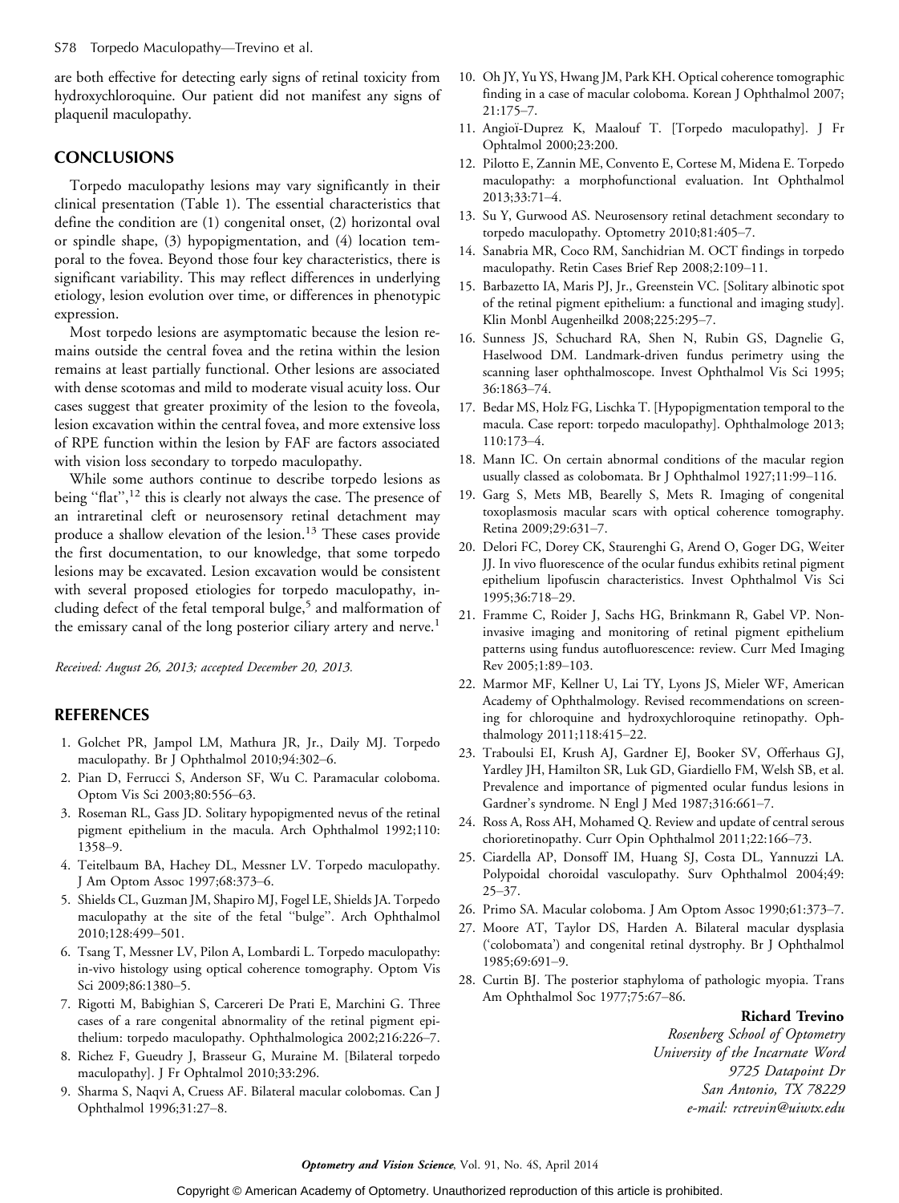are both effective for detecting early signs of retinal toxicity from hydroxychloroquine. Our patient did not manifest any signs of plaquenil maculopathy.

## CONCLUSIONS

Torpedo maculopathy lesions may vary significantly in their clinical presentation (Table 1). The essential characteristics that define the condition are (1) congenital onset, (2) horizontal oval or spindle shape, (3) hypopigmentation, and (4) location temporal to the fovea. Beyond those four key characteristics, there is significant variability. This may reflect differences in underlying etiology, lesion evolution over time, or differences in phenotypic expression.

Most torpedo lesions are asymptomatic because the lesion remains outside the central fovea and the retina within the lesion remains at least partially functional. Other lesions are associated with dense scotomas and mild to moderate visual acuity loss. Our cases suggest that greater proximity of the lesion to the foveola, lesion excavation within the central fovea, and more extensive loss of RPE function within the lesion by FAF are factors associated with vision loss secondary to torpedo maculopathy.

While some authors continue to describe torpedo lesions as being "flat",[12] this is clearly not always the case. The presence of an intraretinal cleft or neurosensory retinal detachment may produce a shallow elevation of the lesion.[13] These cases provide the first documentation, to our knowledge, that some torpedo lesions may be excavated. Lesion excavation would be consistent with several proposed etiologies for torpedo maculopathy, including defect of the fetal temporal bulge,[5] and malformation of the emissary canal of the long posterior ciliary artery and nerve.[1]

*Received: August 26, 2013; accepted December 20, 2013.*

## REFERENCES

1. Golchet PR, Jampol LM, Mathura JR, Jr., Daily MJ. Torpedo maculopathy. Br J Ophthalmol 2010;94:302–6.
2. Pian D, Ferrucci S, Anderson SF, Wu C. Paramacular coloboma. Optom Vis Sci 2003;80:556–63.
3. Roseman RL, Gass JD. Solitary hypopigmented nevus of the retinal pigment epithelium in the macula. Arch Ophthalmol 1992;110: 1358–9.
4. Teitelbaum BA, Hachey DL, Messner LV. Torpedo maculopathy. J Am Optom Assoc 1997;68:373–6.
5. Shields CL, Guzman JM, Shapiro MJ, Fogel LE, Shields JA. Torpedo maculopathy at the site of the fetal "bulge". Arch Ophthalmol 2010;128:499–501.
6. Tsang T, Messner LV, Pilon A, Lombardi L. Torpedo maculopathy: in-vivo histology using optical coherence tomography. Optom Vis Sci 2009;86:1380–5.
7. Rigotti M, Babighian S, Carcereri De Prati E, Marchini G. Three cases of a rare congenital abnormality of the retinal pigment epithelium: torpedo maculopathy. Ophthalmologica 2002;216:226–7.
8. Richez F, Gueudry J, Brasseur G, Muraine M. [Bilateral torpedo maculopathy]. J Fr Ophtalmol 2010;33:296.
9. Sharma S, Naqvi A, Cruess AF. Bilateral macular colobomas. Can J Ophthalmol 1996;31:27–8.
10. Oh JY, Yu YS, Hwang JM, Park KH. Optical coherence tomographic finding in a case of macular coloboma. Korean J Ophthalmol 2007; 21:175–7.
11. Angioï-Duprez K, Maalouf T. [Torpedo maculopathy]. J Fr Ophtalmol 2000;23:200.
12. Pilotto E, Zannin ME, Convento E, Cortese M, Midena E. Torpedo maculopathy: a morphofunctional evaluation. Int Ophthalmol 2013;33:71–4.
13. Su Y, Gurwood AS. Neurosensory retinal detachment secondary to torpedo maculopathy. Optometry 2010;81:405–7.
14. Sanabria MR, Coco RM, Sanchidrian M. OCT findings in torpedo maculopathy. Retin Cases Brief Rep 2008;2:109–11.
15. Barbazetto IA, Maris PJ, Jr., Greenstein VC. [Solitary albinotic spot of the retinal pigment epithelium: a functional and imaging study]. Klin Monbl Augenheilkd 2008;225:295–7.
16. Sunness JS, Schuchard RA, Shen N, Rubin GS, Dagnelie G, Haselwood DM. Landmark-driven fundus perimetry using the scanning laser ophthalmoscope. Invest Ophthalmol Vis Sci 1995; 36:1863–74.
17. Bedar MS, Holz FG, Lischka T. [Hypopigmentation temporal to the macula. Case report: torpedo maculopathy]. Ophthalmologe 2013; 110:173–4.
18. Mann IC. On certain abnormal conditions of the macular region usually classed as colobomata. Br J Ophthalmol 1927;11:99–116.
19. Garg S, Mets MB, Bearelly S, Mets R. Imaging of congenital toxoplasmosis macular scars with optical coherence tomography. Retina 2009;29:631–7.
20. Delori FC, Dorey CK, Staurenghi G, Arend O, Goger DG, Weiter JJ. In vivo fluorescence of the ocular fundus exhibits retinal pigment epithelium lipofuscin characteristics. Invest Ophthalmol Vis Sci 1995;36:718–29.
21. Framme C, Roider J, Sachs HG, Brinkmann R, Gabel VP. Noninvasive imaging and monitoring of retinal pigment epithelium patterns using fundus autofluorescence: review. Curr Med Imaging Rev 2005;1:89–103.
22. Marmor MF, Kellner U, Lai TY, Lyons JS, Mieler WF, American Academy of Ophthalmology. Revised recommendations on screening for chloroquine and hydroxychloroquine retinopathy. Ophthalmology 2011;118:415–22.
23. Traboulsi EI, Krush AJ, Gardner EJ, Booker SV, Offerhaus GJ, Yardley JH, Hamilton SR, Luk GD, Giardiello FM, Welsh SB, et al. Prevalence and importance of pigmented ocular fundus lesions in Gardner's syndrome. N Engl J Med 1987;316:661–7.
24. Ross A, Ross AH, Mohamed Q. Review and update of central serous chorioretinopathy. Curr Opin Ophthalmol 2011;22:166–73.
25. Ciardella AP, Donsoff IM, Huang SJ, Costa DL, Yannuzzi LA. Polypoidal choroidal vasculopathy. Surv Ophthalmol 2004;49: 25–37.
26. Primo SA. Macular coloboma. J Am Optom Assoc 1990;61:373–7.
27. Moore AT, Taylor DS, Harden A. Bilateral macular dysplasia ('colobomata') and congenital retinal dystrophy. Br J Ophthalmol 1985;69:691–9.
28. Curtin BJ. The posterior staphyloma of pathologic myopia. Trans Am Ophthalmol Soc 1977;75:67–86.

**Richard Trevino**
*Rosenberg School of Optometry*
*University of the Incarnate Word*
*9725 Datapoint Dr*
*San Antonio, TX 78229*
*e-mail: rctrevin@uiwtx.edu*